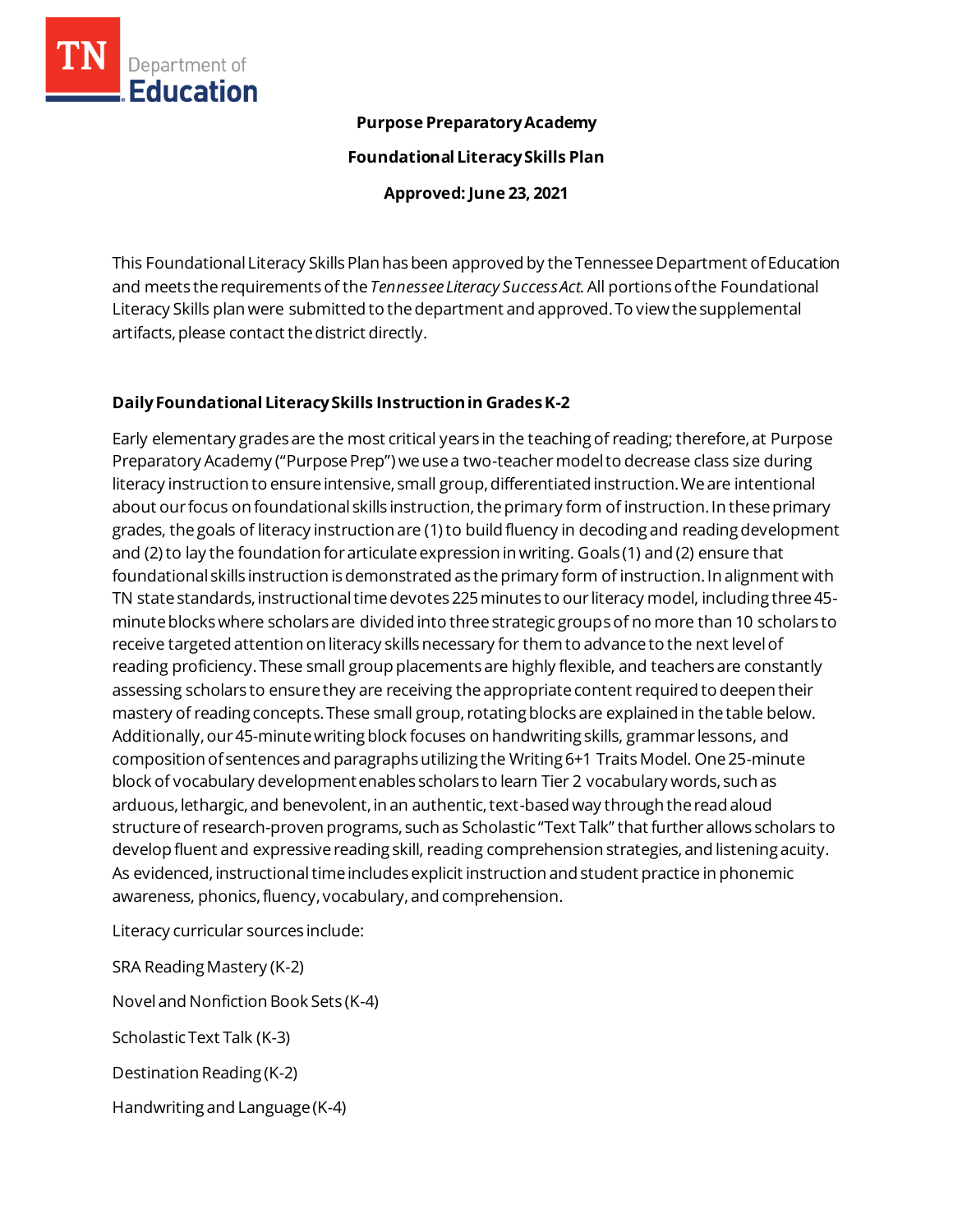**Purpose Preparatory Academy**

**Foundational Literacy Skills Plan**

**Approved: June 23, 2021**

This Foundational Literacy Skills Plan has been approved by the Tennessee Department of Education and meets the requirements of the *Tennessee Literacy Success Act*. All portions of the Foundational Literacy Skills plan were submitted to the department and approved. To view the supplemental artifacts, please contact the district directly.

## Daily Foundational Literacy Skills Instruction in Grades K-2

Early elementary grades are the most critical years in the teaching of reading; therefore, at Purpose Preparatory Academy ("Purpose Prep") we use a two-teacher model to decrease class size during literacy instruction to ensure intensive, small group, differentiated instruction. We are intentional about our focus on foundational skills instruction, the primary form of instruction. In these primary grades, the goals of literacy instruction are (1) to build fluency in decoding and reading development and (2) to lay the foundation for articulate expression in writing. Goals (1) and (2) ensure that foundational skills instruction is demonstrated as the primary form of instruction. In alignment with TN state standards, instructional time devotes 225 minutes to our literacy model, including three 45-minute blocks where scholars are divided into three strategic groups of no more than 10 scholars to receive targeted attention on literacy skills necessary for them to advance to the next level of reading proficiency. These small group placements are highly flexible, and teachers are constantly assessing scholars to ensure they are receiving the appropriate content required to deepen their mastery of reading concepts. These small group, rotating blocks are explained in the table below. Additionally, our 45-minute writing block focuses on handwriting skills, grammar lessons, and composition of sentences and paragraphs utilizing the Writing 6+1 Traits Model. One 25-minute block of vocabulary development enables scholars to learn Tier 2 vocabulary words, such as arduous, lethargic, and benevolent, in an authentic, text-based way through the read aloud structure of research-proven programs, such as Scholastic "Text Talk" that further allows scholars to develop fluent and expressive reading skill, reading comprehension strategies, and listening acuity. As evidenced, instructional time includes explicit instruction and student practice in phonemic awareness, phonics, fluency, vocabulary, and comprehension.

Literacy curricular sources include:

SRA Reading Mastery (K-2)

Novel and Nonfiction Book Sets (K-4)

Scholastic Text Talk (K-3)

Destination Reading (K-2)

Handwriting and Language (K-4)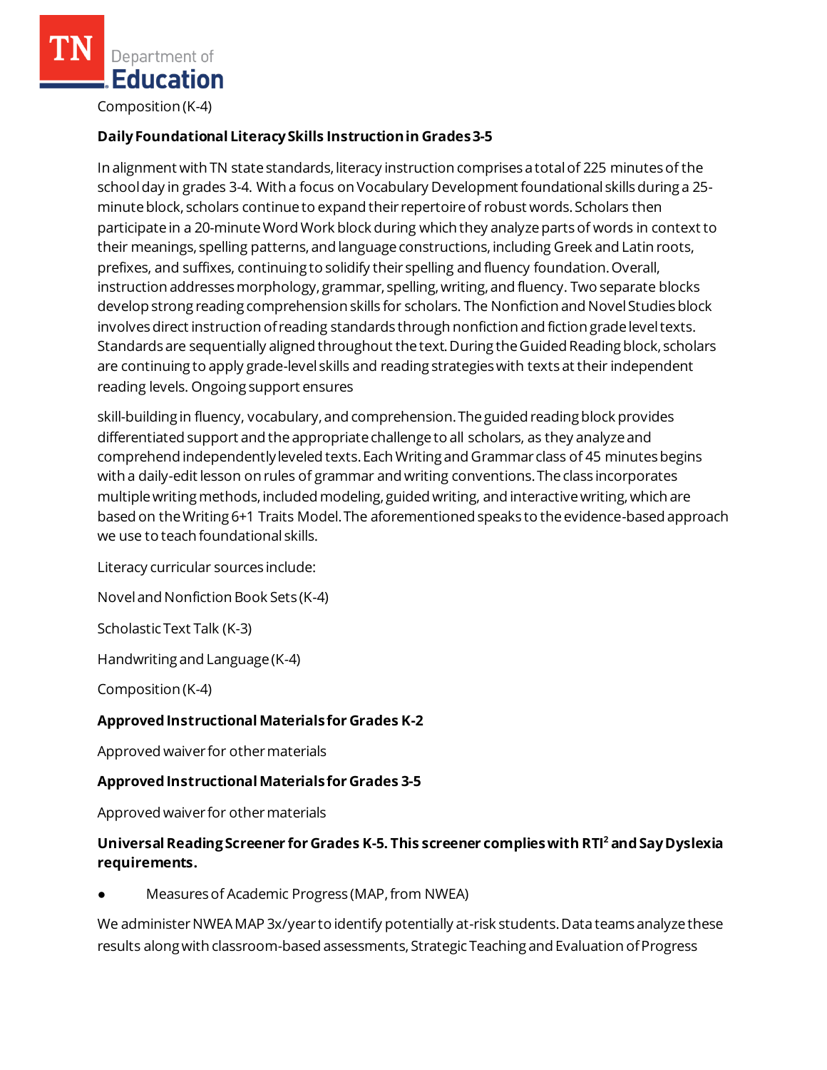Composition (K-4)

**Daily Foundational Literacy Skills Instruction in Grades 3-5**

In alignment with TN state standards, literacy instruction comprises a total of 225 minutes of the school day in grades 3-4. With a focus on Vocabulary Development foundational skills during a 25-minute block, scholars continue to expand their repertoire of robust words. Scholars then participate in a 20-minute Word Work block during which they analyze parts of words in context to their meanings, spelling patterns, and language constructions, including Greek and Latin roots, prefixes, and suffixes, continuing to solidify their spelling and fluency foundation. Overall, instruction addresses morphology, grammar, spelling, writing, and fluency. Two separate blocks develop strong reading comprehension skills for scholars. The Nonfiction and Novel Studies block involves direct instruction of reading standards through nonfiction and fiction grade level texts. Standards are sequentially aligned throughout the text. During the Guided Reading block, scholars are continuing to apply grade-level skills and reading strategies with texts at their independent reading levels. Ongoing support ensures

skill-building in fluency, vocabulary, and comprehension. The guided reading block provides differentiated support and the appropriate challenge to all scholars, as they analyze and comprehend independently leveled texts. Each Writing and Grammar class of 45 minutes begins with a daily-edit lesson on rules of grammar and writing conventions. The class incorporates multiple writing methods, included modeling, guided writing, and interactive writing, which are based on the Writing 6+1 Traits Model. The aforementioned speaks to the evidence-based approach we use to teach foundational skills.

Literacy curricular sources include:

Novel and Nonfiction Book Sets (K-4)

Scholastic Text Talk (K-3)

Handwriting and Language (K-4)

Composition (K-4)

**Approved Instructional Materials for Grades K-2**

Approved waiver for other materials

**Approved Instructional Materials for Grades 3-5**

Approved waiver for other materials

**Universal Reading Screener for Grades K-5. This screener complies with RTI² and Say Dyslexia requirements.**

- Measures of Academic Progress (MAP, from NWEA)

We administer NWEA MAP 3x/year to identify potentially at-risk students. Data teams analyze these results along with classroom-based assessments, Strategic Teaching and Evaluation of Progress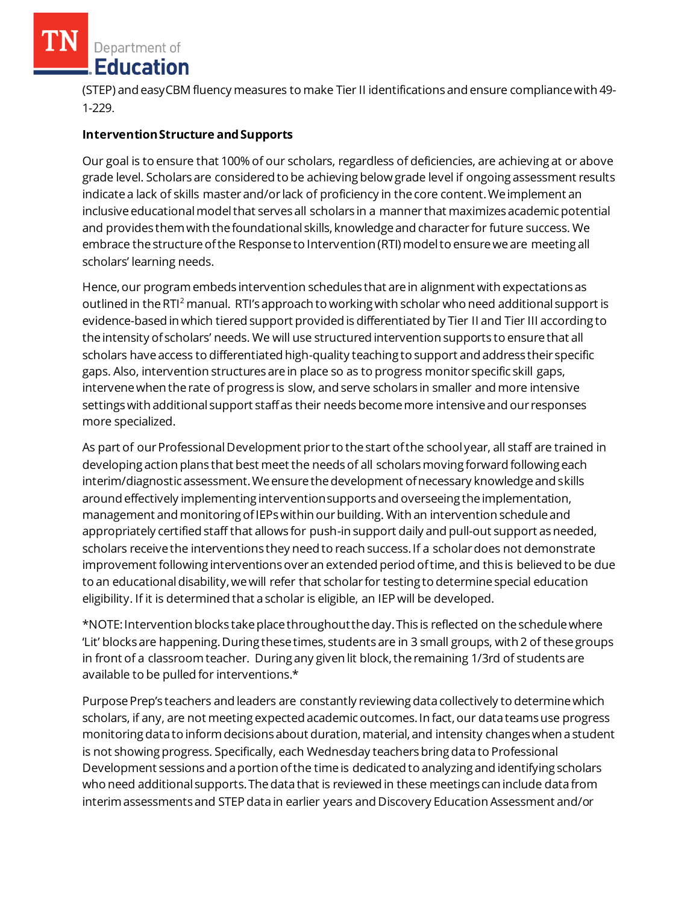(STEP) and easyCBM fluency measures to make Tier II identifications and ensure compliance with 49-1-229.

**Intervention Structure and Supports**

Our goal is to ensure that 100% of our scholars, regardless of deficiencies, are achieving at or above grade level. Scholars are considered to be achieving below grade level if ongoing assessment results indicate a lack of skills master and/or lack of proficiency in the core content. We implement an inclusive educational model that serves all scholars in a manner that maximizes academic potential and provides them with the foundational skills, knowledge and character for future success. We embrace the structure of the Response to Intervention (RTI) model to ensure we are meeting all scholars' learning needs.

Hence, our program embeds intervention schedules that are in alignment with expectations as outlined in the RTI² manual. RTI's approach to working with scholar who need additional support is evidence-based in which tiered support provided is differentiated by Tier II and Tier III according to the intensity of scholars' needs. We will use structured intervention supports to ensure that all scholars have access to differentiated high-quality teaching to support and address their specific gaps. Also, intervention structures are in place so as to progress monitor specific skill gaps, intervene when the rate of progress is slow, and serve scholars in smaller and more intensive settings with additional support staff as their needs become more intensive and our responses more specialized.

As part of our Professional Development prior to the start of the school year, all staff are trained in developing action plans that best meet the needs of all scholars moving forward following each interim/diagnostic assessment. We ensure the development of necessary knowledge and skills around effectively implementing intervention supports and overseeing the implementation, management and monitoring of IEPs within our building. With an intervention schedule and appropriately certified staff that allows for push-in support daily and pull-out support as needed, scholars receive the interventions they need to reach success. If a scholar does not demonstrate improvement following interventions over an extended period of time, and this is believed to be due to an educational disability, we will refer that scholar for testing to determine special education eligibility. If it is determined that a scholar is eligible, an IEP will be developed.

*NOTE: Intervention blocks take place throughout the day. This is reflected on the schedule where 'Lit' blocks are happening. During these times, students are in 3 small groups, with 2 of these groups in front of a classroom teacher. During any given lit block, the remaining 1/3rd of students are available to be pulled for interventions.*

Purpose Prep's teachers and leaders are constantly reviewing data collectively to determine which scholars, if any, are not meeting expected academic outcomes. In fact, our data teams use progress monitoring data to inform decisions about duration, material, and intensity changes when a student is not showing progress. Specifically, each Wednesday teachers bring data to Professional Development sessions and a portion of the time is dedicated to analyzing and identifying scholars who need additional supports. The data that is reviewed in these meetings can include data from interim assessments and STEP data in earlier years and Discovery Education Assessment and/or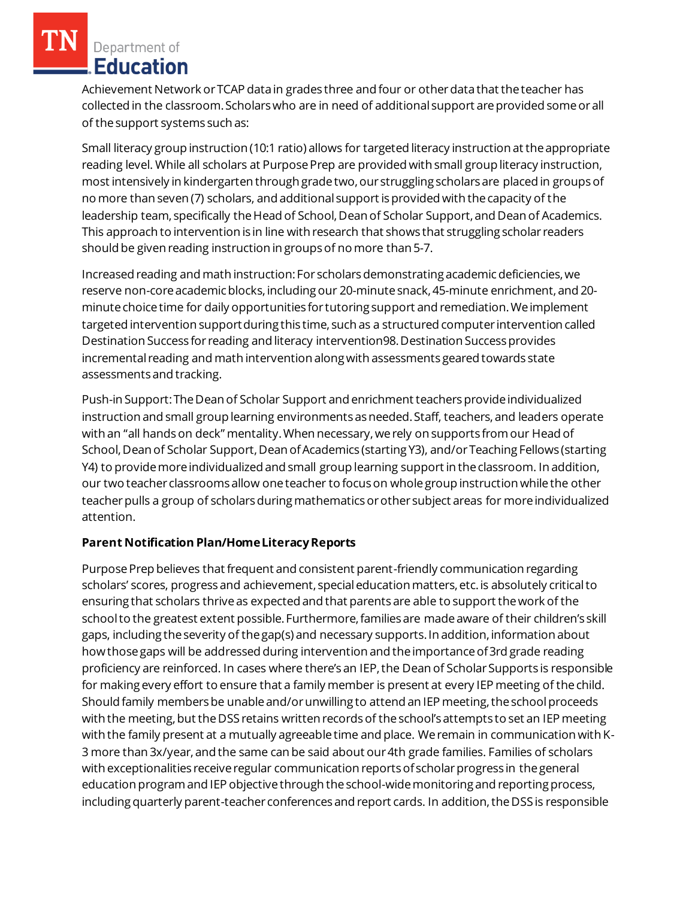Achievement Network or TCAP data in grades three and four or other data that the teacher has collected in the classroom. Scholars who are in need of additional support are provided some or all of the support systems such as:

Small literacy group instruction (10:1 ratio) allows for targeted literacy instruction at the appropriate reading level. While all scholars at Purpose Prep are provided with small group literacy instruction, most intensively in kindergarten through grade two, our struggling scholars are placed in groups of no more than seven (7) scholars, and additional support is provided with the capacity of the leadership team, specifically the Head of School, Dean of Scholar Support, and Dean of Academics. This approach to intervention is in line with research that shows that struggling scholar readers should be given reading instruction in groups of no more than 5-7.

Increased reading and math instruction: For scholars demonstrating academic deficiencies, we reserve non-core academic blocks, including our 20-minute snack, 45-minute enrichment, and 20-minute choice time for daily opportunities for tutoring support and remediation. We implement targeted intervention support during this time, such as a structured computer intervention called Destination Success for reading and literacy intervention98. Destination Success provides incremental reading and math intervention along with assessments geared towards state assessments and tracking.

Push-in Support: The Dean of Scholar Support and enrichment teachers provide individualized instruction and small group learning environments as needed. Staff, teachers, and leaders operate with an "all hands on deck" mentality. When necessary, we rely on supports from our Head of School, Dean of Scholar Support, Dean of Academics (starting Y3), and/or Teaching Fellows (starting Y4) to provide more individualized and small group learning support in the classroom. In addition, our two teacher classrooms allow one teacher to focus on whole group instruction while the other teacher pulls a group of scholars during mathematics or other subject areas for more individualized attention.

**Parent Notification Plan/Home Literacy Reports**

Purpose Prep believes that frequent and consistent parent-friendly communication regarding scholars' scores, progress and achievement, special education matters, etc. is absolutely critical to ensuring that scholars thrive as expected and that parents are able to support the work of the school to the greatest extent possible. Furthermore, families are made aware of their children's skill gaps, including the severity of the gap(s) and necessary supports. In addition, information about how those gaps will be addressed during intervention and the importance of 3rd grade reading proficiency are reinforced. In cases where there's an IEP, the Dean of Scholar Supports is responsible for making every effort to ensure that a family member is present at every IEP meeting of the child. Should family members be unable and/or unwilling to attend an IEP meeting, the school proceeds with the meeting, but the DSS retains written records of the school's attempts to set an IEP meeting with the family present at a mutually agreeable time and place. We remain in communication with K-3 more than 3x/year, and the same can be said about our 4th grade families. Families of scholars with exceptionalities receive regular communication reports of scholar progress in the general education program and IEP objective through the school-wide monitoring and reporting process, including quarterly parent-teacher conferences and report cards. In addition, the DSS is responsible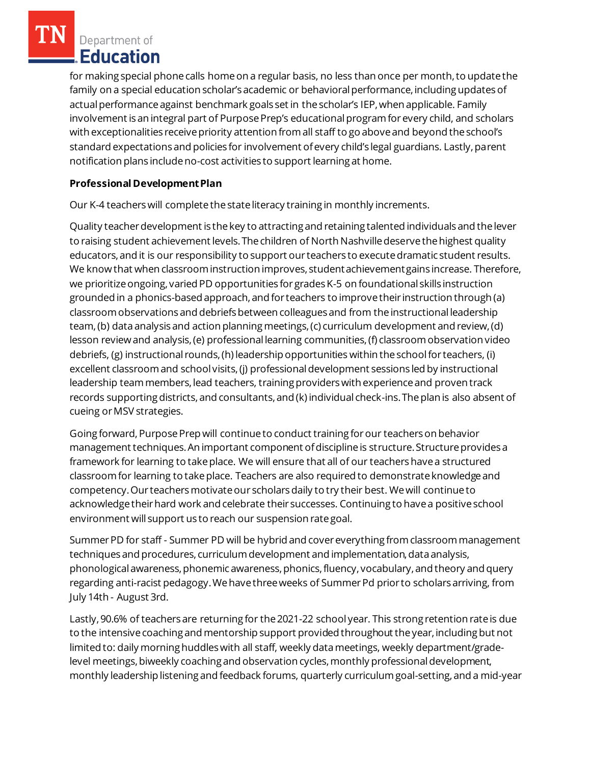for making special phone calls home on a regular basis, no less than once per month, to update the family on a special education scholar's academic or behavioral performance, including updates of actual performance against benchmark goals set in the scholar's IEP, when applicable. Family involvement is an integral part of Purpose Prep's educational program for every child, and scholars with exceptionalities receive priority attention from all staff to go above and beyond the school's standard expectations and policies for involvement of every child's legal guardians. Lastly, parent notification plans include no-cost activities to support learning at home.

**Professional Development Plan**

Our K-4 teachers will complete the state literacy training in monthly increments.

Quality teacher development is the key to attracting and retaining talented individuals and the lever to raising student achievement levels. The children of North Nashville deserve the highest quality educators, and it is our responsibility to support our teachers to execute dramatic student results. We know that when classroom instruction improves, student achievement gains increase. Therefore, we prioritize ongoing, varied PD opportunities for grades K-5 on foundational skills instruction grounded in a phonics-based approach, and for teachers to improve their instruction through (a) classroom observations and debriefs between colleagues and from the instructional leadership team, (b) data analysis and action planning meetings, (c) curriculum development and review, (d) lesson review and analysis, (e) professional learning communities, (f) classroom observation video debriefs, (g) instructional rounds, (h) leadership opportunities within the school for teachers, (i) excellent classroom and school visits, (j) professional development sessions led by instructional leadership team members, lead teachers, training providers with experience and proven track records supporting districts, and consultants, and (k) individual check-ins. The plan is also absent of cueing or MSV strategies.

Going forward, Purpose Prep will continue to conduct training for our teachers on behavior management techniques. An important component of discipline is structure. Structure provides a framework for learning to take place. We will ensure that all of our teachers have a structured classroom for learning to take place. Teachers are also required to demonstrate knowledge and competency. Our teachers motivate our scholars daily to try their best. We will continue to acknowledge their hard work and celebrate their successes. Continuing to have a positive school environment will support us to reach our suspension rate goal.

Summer PD for staff - Summer PD will be hybrid and cover everything from classroom management techniques and procedures, curriculum development and implementation, data analysis, phonological awareness, phonemic awareness, phonics, fluency, vocabulary, and theory and query regarding anti-racist pedagogy. We have three weeks of Summer Pd prior to scholars arriving, from July 14th - August 3rd.

Lastly, 90.6% of teachers are returning for the 2021-22 school year. This strong retention rate is due to the intensive coaching and mentorship support provided throughout the year, including but not limited to: daily morning huddles with all staff, weekly data meetings, weekly department/grade-level meetings, biweekly coaching and observation cycles, monthly professional development, monthly leadership listening and feedback forums, quarterly curriculum goal-setting, and a mid-year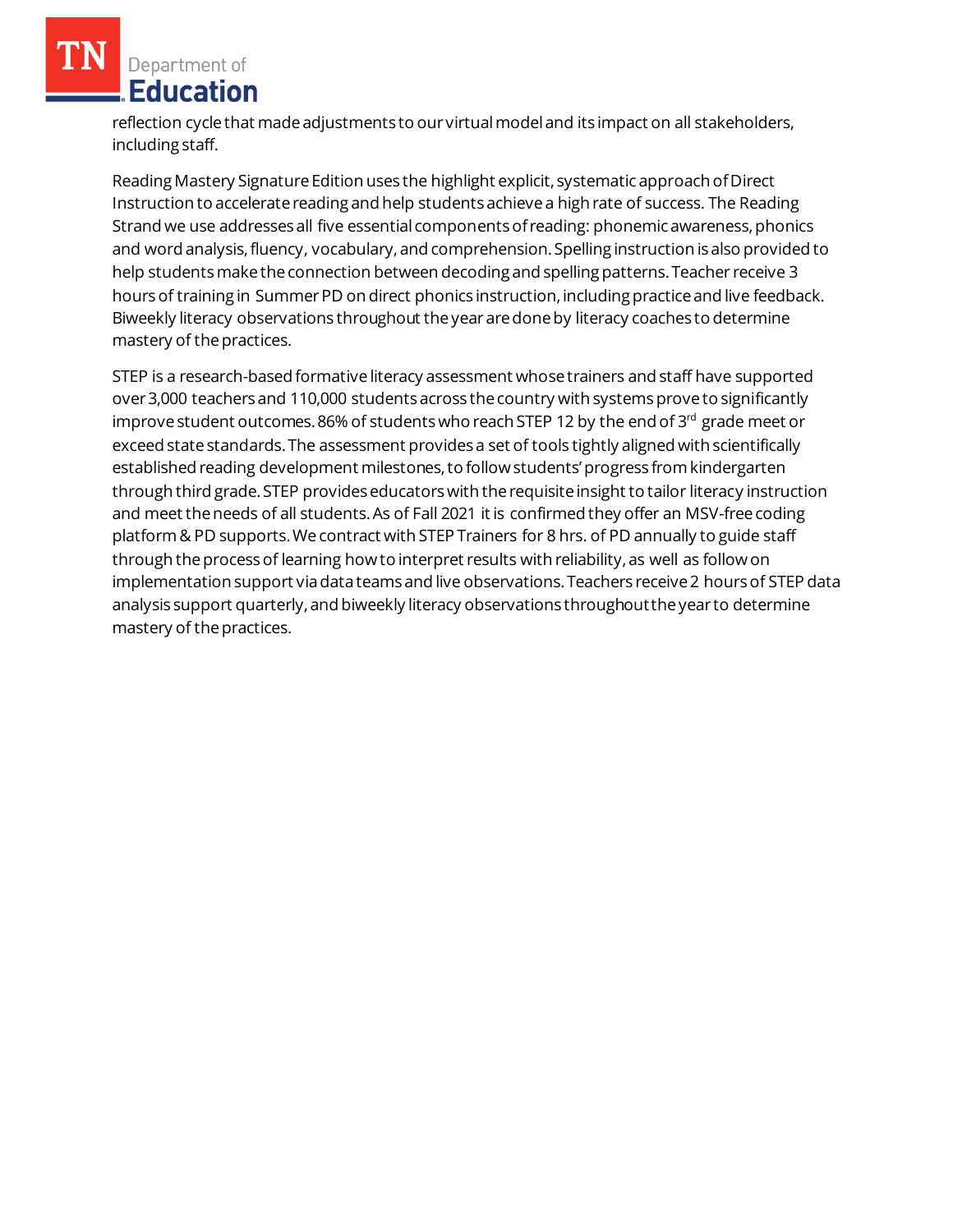reflection cycle that made adjustments to our virtual model and its impact on all stakeholders, including staff.

Reading Mastery Signature Edition uses the highlight explicit, systematic approach of Direct Instruction to accelerate reading and help students achieve a high rate of success. The Reading Strand we use addresses all five essential components of reading: phonemic awareness, phonics and word analysis, fluency, vocabulary, and comprehension. Spelling instruction is also provided to help students make the connection between decoding and spelling patterns. Teacher receive 3 hours of training in Summer PD on direct phonics instruction, including practice and live feedback. Biweekly literacy observations throughout the year are done by literacy coaches to determine mastery of the practices.

STEP is a research-based formative literacy assessment whose trainers and staff have supported over 3,000 teachers and 110,000 students across the country with systems prove to significantly improve student outcomes. 86% of students who reach STEP 12 by the end of 3rd grade meet or exceed state standards. The assessment provides a set of tools tightly aligned with scientifically established reading development milestones, to follow students' progress from kindergarten through third grade. STEP provides educators with the requisite insight to tailor literacy instruction and meet the needs of all students. As of Fall 2021 it is confirmed they offer an MSV-free coding platform & PD supports. We contract with STEP Trainers for 8 hrs. of PD annually to guide staff through the process of learning how to interpret results with reliability, as well as follow on implementation support via data teams and live observations. Teachers receive 2 hours of STEP data analysis support quarterly, and biweekly literacy observations throughout the year to determine mastery of the practices.